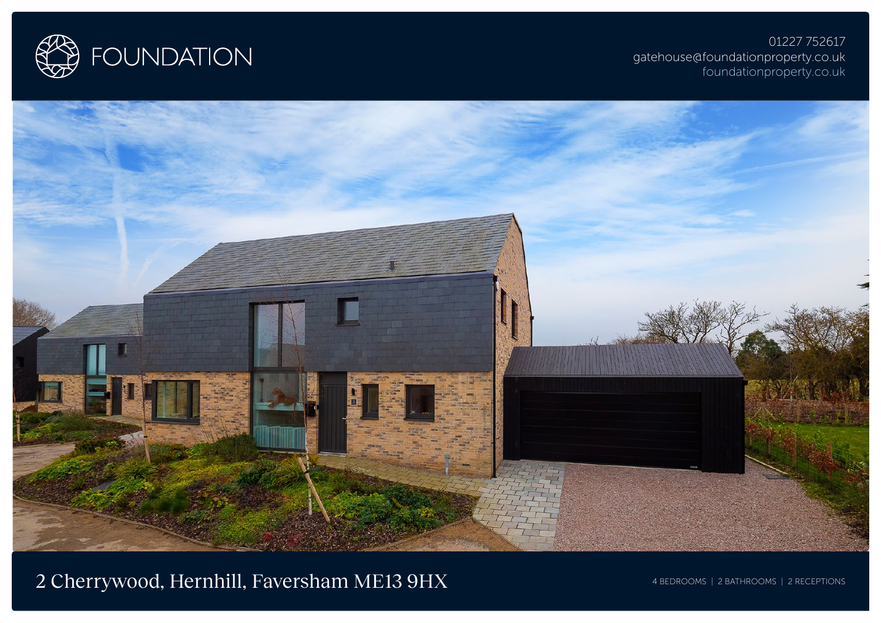FOUNDATION

01227 752617
gatehouse@foundationproperty.co.uk
foundationproperty.co.uk

# 2 Cherrywood, Hernhill, Faversham ME13 9HX

4 BEDROOMS | 2 BATHROOMS | 2 RECEPTIONS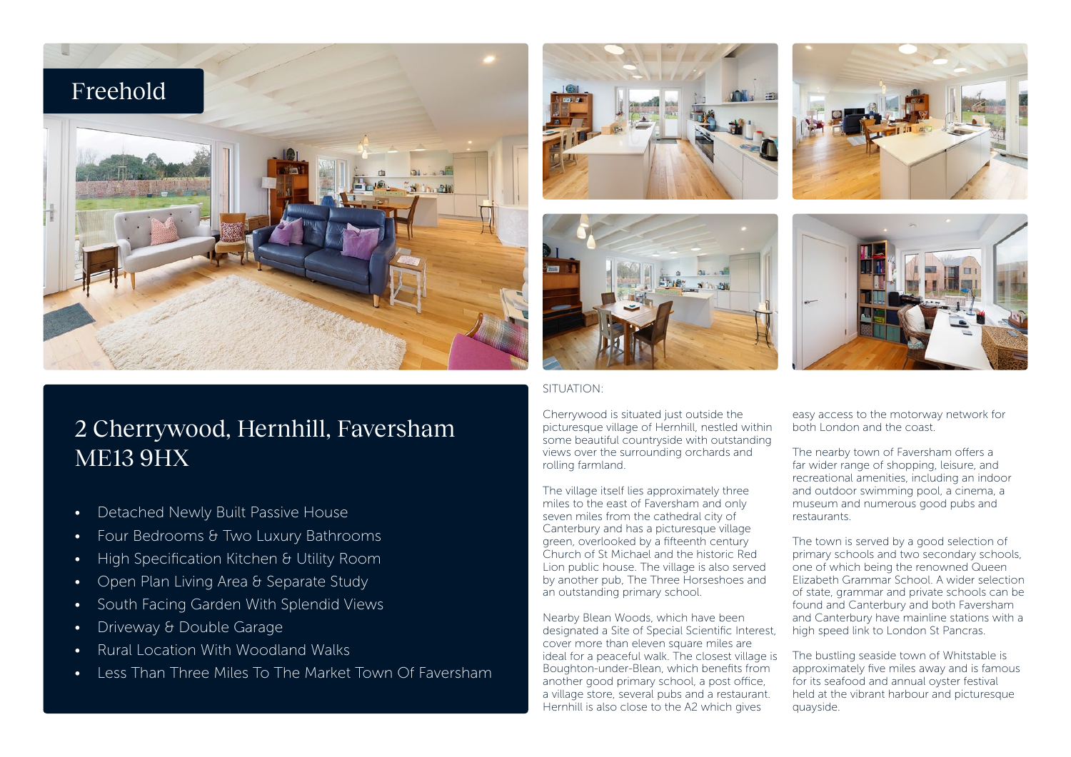Freehold

# 2 Cherrywood, Hernhill, Faversham ME13 9HX

- Detached Newly Built Passive House
- Four Bedrooms & Two Luxury Bathrooms
- High Specification Kitchen & Utility Room
- Open Plan Living Area & Separate Study
- South Facing Garden With Splendid Views
- Driveway & Double Garage
- Rural Location With Woodland Walks
- Less Than Three Miles To The Market Town Of Faversham

SITUATION:

Cherrywood is situated just outside the picturesque village of Hernhill, nestled within some beautiful countryside with outstanding views over the surrounding orchards and rolling farmland.

The village itself lies approximately three miles to the east of Faversham and only seven miles from the cathedral city of Canterbury and has a picturesque village green, overlooked by a fifteenth century Church of St Michael and the historic Red Lion public house. The village is also served by another pub, The Three Horseshoes and an outstanding primary school.

Nearby Blean Woods, which have been designated a Site of Special Scientific Interest, cover more than eleven square miles are ideal for a peaceful walk. The closest village is Boughton-under-Blean, which benefits from another good primary school, a post office, a village store, several pubs and a restaurant. Hernhill is also close to the A2 which gives easy access to the motorway network for both London and the coast.

The nearby town of Faversham offers a far wider range of shopping, leisure, and recreational amenities, including an indoor and outdoor swimming pool, a cinema, a museum and numerous good pubs and restaurants.

The town is served by a good selection of primary schools and two secondary schools, one of which being the renowned Queen Elizabeth Grammar School. A wider selection of state, grammar and private schools can be found and Canterbury and both Faversham and Canterbury have mainline stations with a high speed link to London St Pancras.

The bustling seaside town of Whitstable is approximately five miles away and is famous for its seafood and annual oyster festival held at the vibrant harbour and picturesque quayside.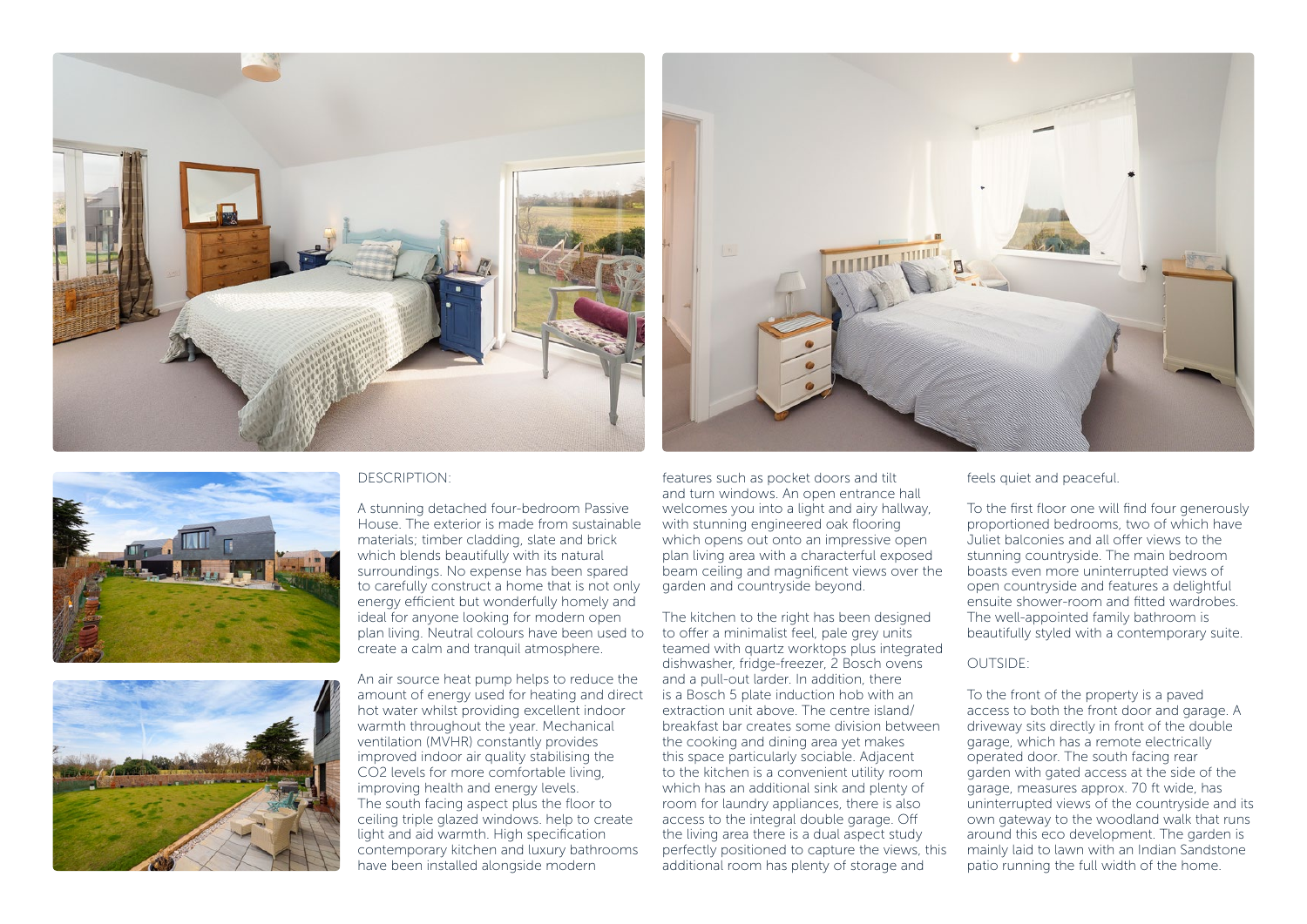## DESCRIPTION:

A stunning detached four-bedroom Passive House. The exterior is made from sustainable materials; timber cladding, slate and brick which blends beautifully with its natural surroundings. No expense has been spared to carefully construct a home that is not only energy efficient but wonderfully homely and ideal for anyone looking for modern open plan living. Neutral colours have been used to create a calm and tranquil atmosphere.

An air source heat pump helps to reduce the amount of energy used for heating and direct hot water whilst providing excellent indoor warmth throughout the year. Mechanical ventilation (MVHR) constantly provides improved indoor air quality stabilising the CO2 levels for more comfortable living, improving health and energy levels. The south facing aspect plus the floor to ceiling triple glazed windows. help to create light and aid warmth. High specification contemporary kitchen and luxury bathrooms have been installed alongside modern features such as pocket doors and tilt and turn windows. An open entrance hall welcomes you into a light and airy hallway, with stunning engineered oak flooring which opens out onto an impressive open plan living area with a characterful exposed beam ceiling and magnificent views over the garden and countryside beyond.

The kitchen to the right has been designed to offer a minimalist feel, pale grey units teamed with quartz worktops plus integrated dishwasher, fridge-freezer, 2 Bosch ovens and a pull-out larder. In addition, there is a Bosch 5 plate induction hob with an extraction unit above. The centre island/ breakfast bar creates some division between the cooking and dining area yet makes this space particularly sociable. Adjacent to the kitchen is a convenient utility room which has an additional sink and plenty of room for laundry appliances, there is also access to the integral double garage. Off the living area there is a dual aspect study perfectly positioned to capture the views, this additional room has plenty of storage and feels quiet and peaceful.

To the first floor one will find four generously proportioned bedrooms, two of which have Juliet balconies and all offer views to the stunning countryside. The main bedroom boasts even more uninterrupted views of open countryside and features a delightful ensuite shower-room and fitted wardrobes. The well-appointed family bathroom is beautifully styled with a contemporary suite.

## OUTSIDE:

To the front of the property is a paved access to both the front door and garage. A driveway sits directly in front of the double garage, which has a remote electrically operated door. The south facing rear garden with gated access at the side of the garage, measures approx. 70 ft wide, has uninterrupted views of the countryside and its own gateway to the woodland walk that runs around this eco development. The garden is mainly laid to lawn with an Indian Sandstone patio running the full width of the home.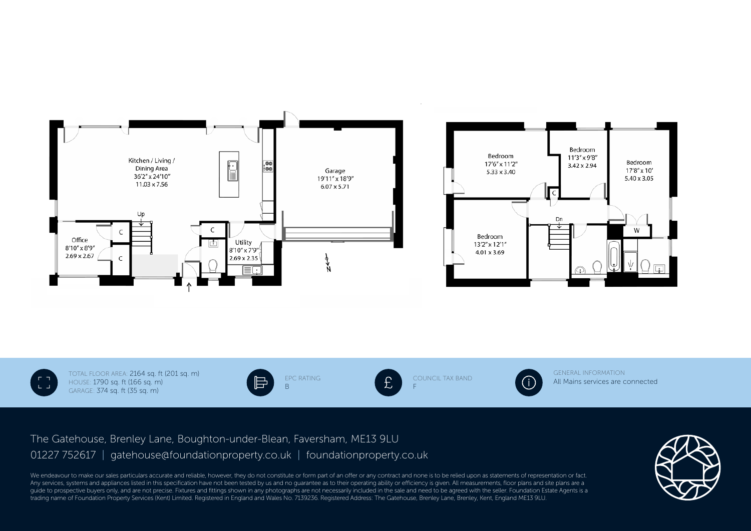Kitchen / Living / Dining Area
36'2" x 24'10"
11.03 x 7.56

Garage
19'11" x 18'9"
6.07 x 5.71

Office
8'10" x 8'9"
2.69 x 2.67

Utility
8'10" x 7'9"
2.69 x 2.35

Up

C

C

C

N

Bedroom
17'6" x 11'2"
5.33 x 3.40

Bedroom
11'3" x 9'8"
3.42 x 2.94

Bedroom
17'8" x 10'
5.40 x 3.05

Bedroom
13'2" x 12'1"
4.01 x 3.69

Dn

C

W

TOTAL FLOOR AREA: 2164 sq. ft (201 sq. m)
HOUSE: 1790 sq. ft (166 sq. m)
GARAGE: 374 sq. ft (35 sq. m)

EPC RATING
B

COUNCIL TAX BAND
F

GENERAL INFORMATION
All Mains services are connected

The Gatehouse, Brenley Lane, Boughton-under-Blean, Faversham, ME13 9LU

01227 752617 | gatehouse@foundationproperty.co.uk | foundationproperty.co.uk

We endeavour to make our sales particulars accurate and reliable, however, they do not constitute or form part of an offer or any contract and none is to be relied upon as statements of representation or fact. Any services, systems and appliances listed in this specification have not been tested by us and no guarantee as to their operating ability or efficiency is given. All measurements, floor plans and site plans are a guide to prospective buyers only, and are not precise. Fixtures and fittings shown in any photographs are not necessarily included in the sale and need to be agreed with the seller. Foundation Estate Agents is a trading name of Foundation Property Services (Kent) Limited. Registered in England and Wales No. 7139236. Registered Address: The Gatehouse, Brenley Lane, Brenley, Kent, England ME13 9LU.